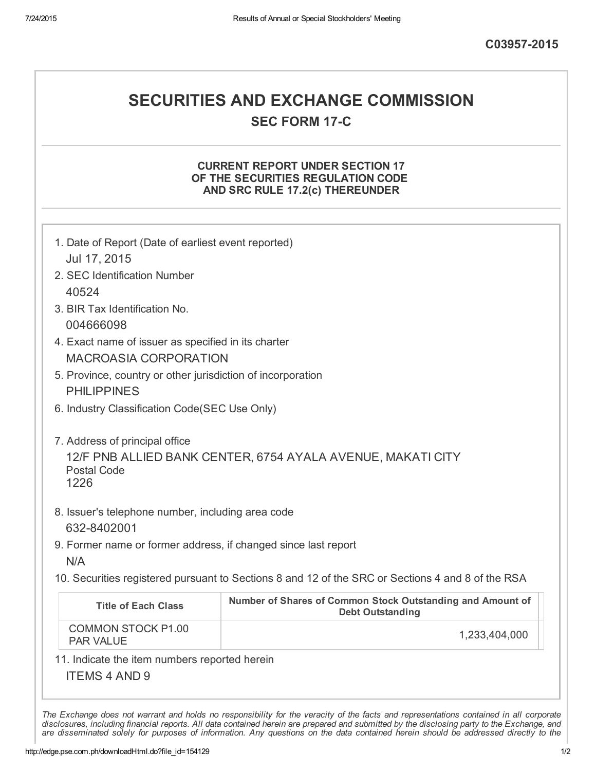C03957-2015

# SECURITIES AND EXCHANGE COMMISSION

## SEC FORM 17-C

### CURRENT REPORT UNDER SECTION 17 OF THE SECURITIES REGULATION CODE AND SRC RULE 17.2(c) THEREUNDER

1. Date of Report (Date of earliest event reported)
   Jul 17, 2015
2. SEC Identification Number
   40524
3. BIR Tax Identification No.
   004666098
4. Exact name of issuer as specified in its charter
   MACROASIA CORPORATION
5. Province, country or other jurisdiction of incorporation
   PHILIPPINES
6. Industry Classification Code(SEC Use Only)

7. Address of principal office
   12/F PNB ALLIED BANK CENTER, 6754 AYALA AVENUE, MAKATI CITY
   Postal Code
   1226
8. Issuer's telephone number, including area code
   632-8402001
9. Former name or former address, if changed since last report
   N/A
10. Securities registered pursuant to Sections 8 and 12 of the SRC or Sections 4 and 8 of the RSA

| Title of Each Class | Number of Shares of Common Stock Outstanding and Amount of Debt Outstanding |
|---|---|
| COMMON STOCK P1.00 PAR VALUE | 1,233,404,000 |

11. Indicate the item numbers reported herein
    ITEMS 4 AND 9

*The Exchange does not warrant and holds no responsibility for the veracity of the facts and representations contained in all corporate disclosures, including financial reports. All data contained herein are prepared and submitted by the disclosing party to the Exchange, and are disseminated solely for purposes of information. Any questions on the data contained herein should be addressed directly to the*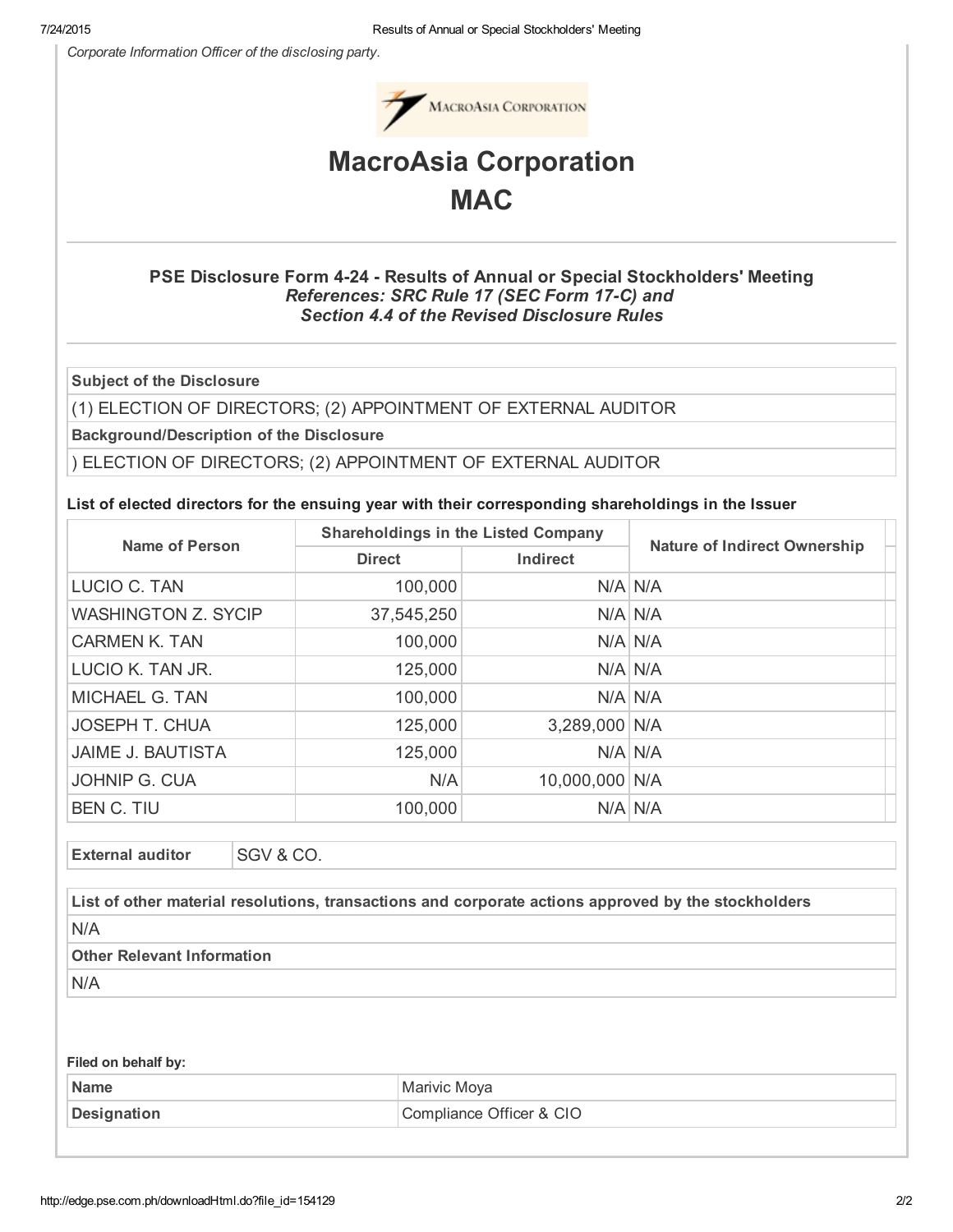*Corporate Information Officer of the disclosing party.*

# MacroAsia Corporation
# MAC

### PSE Disclosure Form 4-24 - Results of Annual or Special Stockholders' Meeting
*References: SRC Rule 17 (SEC Form 17-C) and*
*Section 4.4 of the Revised Disclosure Rules*

| | |
|---|---|
| **Subject of the Disclosure** | |
| (1) ELECTION OF DIRECTORS; (2) APPOINTMENT OF EXTERNAL AUDITOR | |
| **Background/Description of the Disclosure** | |
| ) ELECTION OF DIRECTORS; (2) APPOINTMENT OF EXTERNAL AUDITOR | |

**List of elected directors for the ensuing year with their corresponding shareholdings in the Issuer**

| Name of Person | Shareholdings in the Listed Company | | Nature of Indirect Ownership |
|---|---|---|---|
| | Direct | Indirect | |
| LUCIO C. TAN | 100,000 | N/A | N/A |
| WASHINGTON Z. SYCIP | 37,545,250 | N/A | N/A |
| CARMEN K. TAN | 100,000 | N/A | N/A |
| LUCIO K. TAN JR. | 125,000 | N/A | N/A |
| MICHAEL G. TAN | 100,000 | N/A | N/A |
| JOSEPH T. CHUA | 125,000 | 3,289,000 | N/A |
| JAIME J. BAUTISTA | 125,000 | N/A | N/A |
| JOHNIP G. CUA | N/A | 10,000,000 | N/A |
| BEN C. TIU | 100,000 | N/A | N/A |

| | |
|---|---|
| **External auditor** | SGV & CO. |

| |
|---|
| **List of other material resolutions, transactions and corporate actions approved by the stockholders** |
| N/A |
| **Other Relevant Information** |
| N/A |

**Filed on behalf by:**

| | |
|---|---|
| **Name** | Marivic Moya |
| **Designation** | Compliance Officer & CIO |